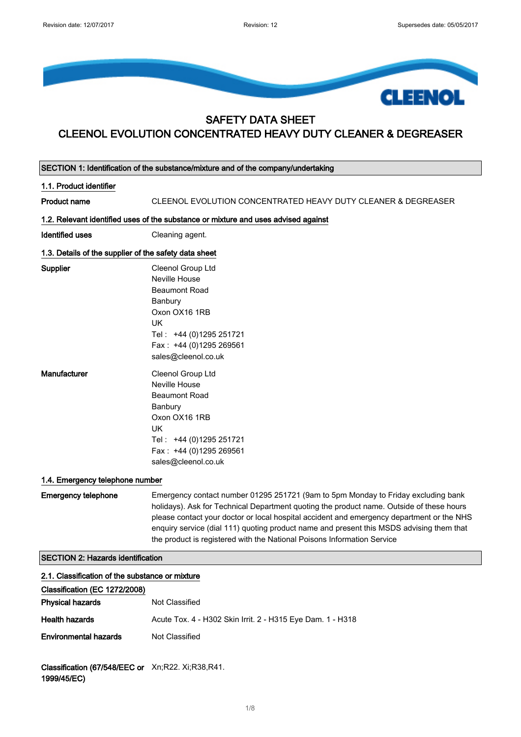# SAFETY DATA SHEET

# CLEENOL EVOLUTION CONCENTRATED HEAVY DUTY CLEANER & DEGREASER

## SECTION 1: Identification of the substance/mixture and of the company/undertaking

### 1.1. Product identifier

**Product name** CLEENOL EVOLUTION CONCENTRATED HEAVY DUTY CLEANER & DEGREASER

### 1.2. Relevant identified uses of the substance or mixture and uses advised against

**Identified uses** Cleaning agent.

### 1.3. Details of the supplier of the safety data sheet

**Supplier**

Cleenol Group Ltd
Neville House
Beaumont Road
Banbury
Oxon OX16 1RB
UK
Tel : +44 (0)1295 251721
Fax : +44 (0)1295 269561
sales@cleenol.co.uk

**Manufacturer**

Cleenol Group Ltd
Neville House
Beaumont Road
Banbury
Oxon OX16 1RB
UK
Tel : +44 (0)1295 251721
Fax : +44 (0)1295 269561
sales@cleenol.co.uk

### 1.4. Emergency telephone number

**Emergency telephone** Emergency contact number 01295 251721 (9am to 5pm Monday to Friday excluding bank holidays). Ask for Technical Department quoting the product name. Outside of these hours please contact your doctor or local hospital accident and emergency department or the NHS enquiry service (dial 111) quoting product name and present this MSDS advising them that the product is registered with the National Poisons Information Service

## SECTION 2: Hazards identification

### 2.1. Classification of the substance or mixture

**Classification (EC 1272/2008)**

**Physical hazards** Not Classified

**Health hazards** Acute Tox. 4 - H302 Skin Irrit. 2 - H315 Eye Dam. 1 - H318

**Environmental hazards** Not Classified

**Classification (67/548/EEC or 1999/45/EC)** Xn;R22. Xi;R38,R41.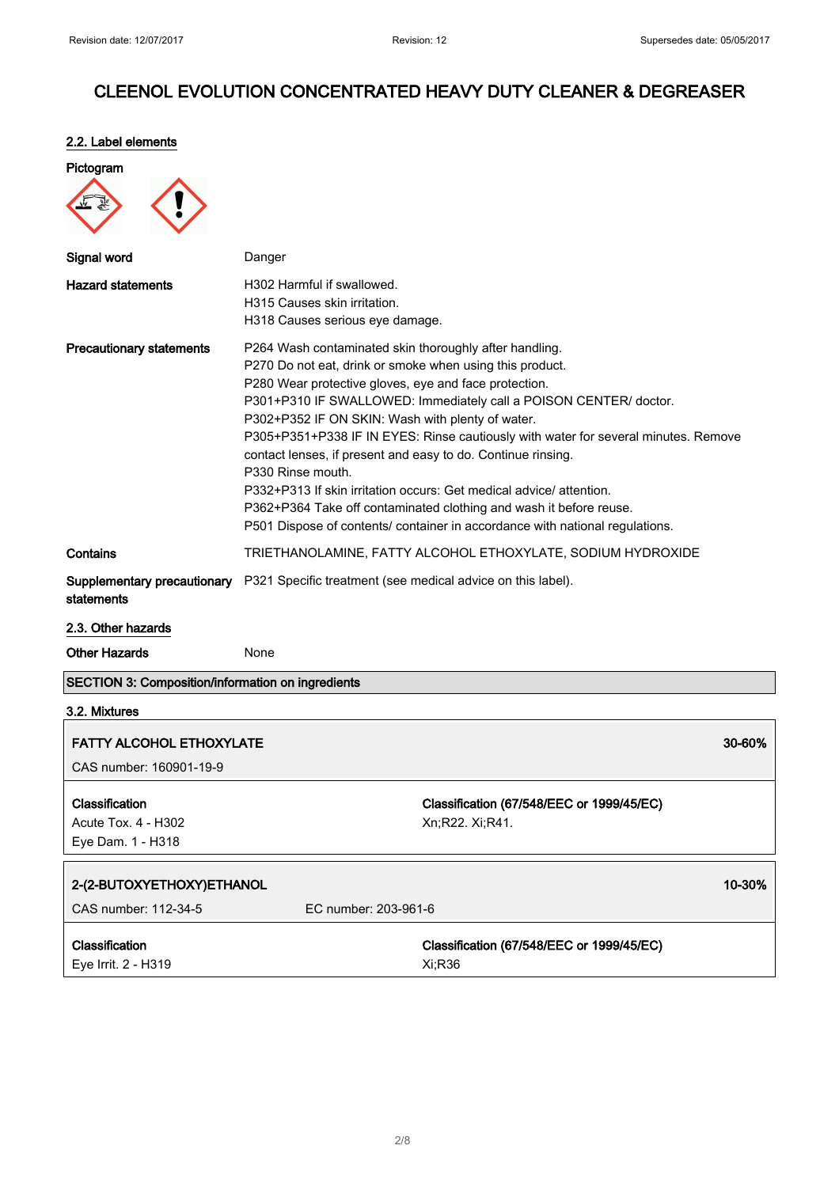# CLEENOL EVOLUTION CONCENTRATED HEAVY DUTY CLEANER & DEGREASER

## 2.2. Label elements

**Pictogram**

**Signal word** Danger

**Hazard statements**
H302 Harmful if swallowed.
H315 Causes skin irritation.
H318 Causes serious eye damage.

**Precautionary statements**
P264 Wash contaminated skin thoroughly after handling.
P270 Do not eat, drink or smoke when using this product.
P280 Wear protective gloves, eye and face protection.
P301+P310 IF SWALLOWED: Immediately call a POISON CENTER/ doctor.
P302+P352 IF ON SKIN: Wash with plenty of water.
P305+P351+P338 IF IN EYES: Rinse cautiously with water for several minutes. Remove contact lenses, if present and easy to do. Continue rinsing.
P330 Rinse mouth.
P332+P313 If skin irritation occurs: Get medical advice/ attention.
P362+P364 Take off contaminated clothing and wash it before reuse.
P501 Dispose of contents/ container in accordance with national regulations.

**Contains** TRIETHANOLAMINE, FATTY ALCOHOL ETHOXYLATE, SODIUM HYDROXIDE

**Supplementary precautionary statements** P321 Specific treatment (see medical advice on this label).

## 2.3. Other hazards

**Other Hazards** None

## SECTION 3: Composition/information on ingredients

### 3.2. Mixtures

| FATTY ALCOHOL ETHOXYLATE | 30-60% |
|---|---|
| CAS number: 160901-19-9 | |
| **Classification**<br>Acute Tox. 4 - H302<br>Eye Dam. 1 - H318 | **Classification (67/548/EEC or 1999/45/EC)**<br>Xn;R22. Xi;R41. |

| 2-(2-BUTOXYETHOXY)ETHANOL | 10-30% |
|---|---|
| CAS number: 112-34-5 EC number: 203-961-6 | |
| **Classification**<br>Eye Irrit. 2 - H319 | **Classification (67/548/EEC or 1999/45/EC)**<br>Xi;R36 |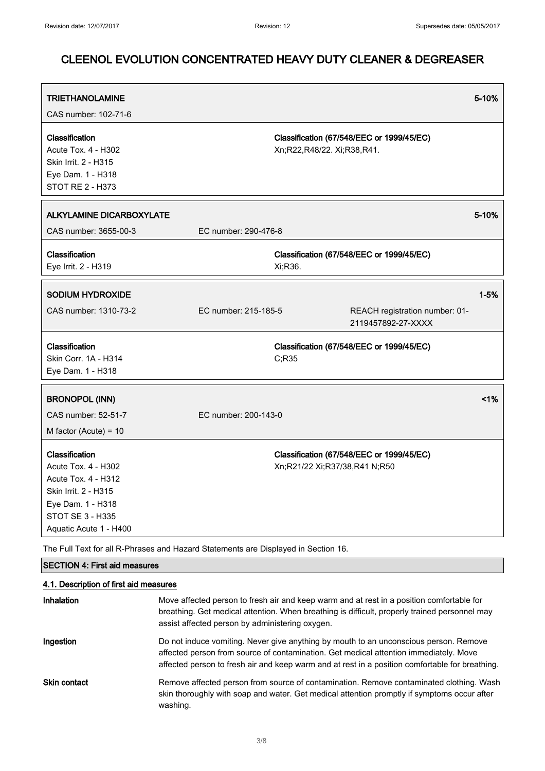# CLEENOL EVOLUTION CONCENTRATED HEAVY DUTY CLEANER & DEGREASER

| **TRIETHANOLAMINE** | | **5-10%** |
|---|---|---|
| CAS number: 102-71-6 | | |
| **Classification**<br>Acute Tox. 4 - H302<br>Skin Irrit. 2 - H315<br>Eye Dam. 1 - H318<br>STOT RE 2 - H373 | **Classification (67/548/EEC or 1999/45/EC)**<br>Xn;R22,R48/22. Xi;R38,R41. | |

| **ALKYLAMINE DICARBOXYLATE** | | **5-10%** |
|---|---|---|
| CAS number: 3655-00-3 | EC number: 290-476-8 | |
| **Classification**<br>Eye Irrit. 2 - H319 | **Classification (67/548/EEC or 1999/45/EC)**<br>Xi;R36. | |

| **SODIUM HYDROXIDE** | | | **1-5%** |
|---|---|---|---|
| CAS number: 1310-73-2 | EC number: 215-185-5 | REACH registration number: 01-2119457892-27-XXXX | |
| **Classification**<br>Skin Corr. 1A - H314<br>Eye Dam. 1 - H318 | **Classification (67/548/EEC or 1999/45/EC)**<br>C;R35 | | |

| **BRONOPOL (INN)** | | **<1%** |
|---|---|---|
| CAS number: 52-51-7 | EC number: 200-143-0 | |
| M factor (Acute) = 10 | | |
| **Classification**<br>Acute Tox. 4 - H302<br>Acute Tox. 4 - H312<br>Skin Irrit. 2 - H315<br>Eye Dam. 1 - H318<br>STOT SE 3 - H335<br>Aquatic Acute 1 - H400 | **Classification (67/548/EEC or 1999/45/EC)**<br>Xn;R21/22 Xi;R37/38,R41 N;R50 | |

The Full Text for all R-Phrases and Hazard Statements are Displayed in Section 16.

## SECTION 4: First aid measures

### 4.1. Description of first aid measures

**Inhalation**

Move affected person to fresh air and keep warm and at rest in a position comfortable for breathing. Get medical attention. When breathing is difficult, properly trained personnel may assist affected person by administering oxygen.

**Ingestion**

Do not induce vomiting. Never give anything by mouth to an unconscious person. Remove affected person from source of contamination. Get medical attention immediately. Move affected person to fresh air and keep warm and at rest in a position comfortable for breathing.

**Skin contact**

Remove affected person from source of contamination. Remove contaminated clothing. Wash skin thoroughly with soap and water. Get medical attention promptly if symptoms occur after washing.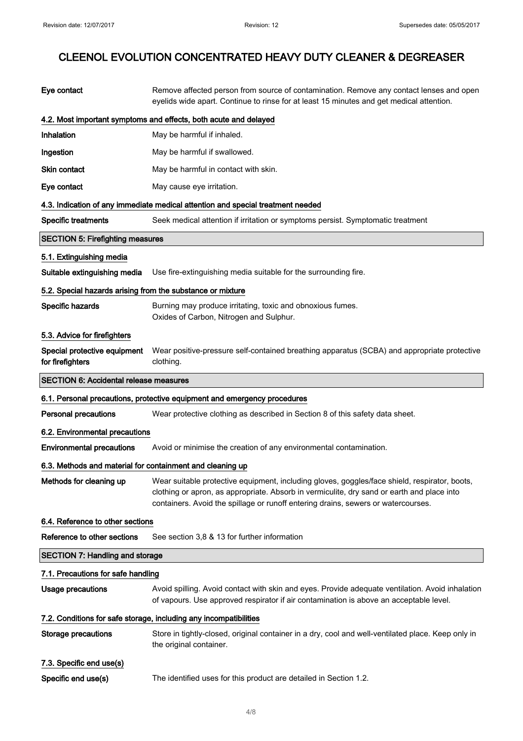| | |
|---|---|
| **Eye contact** | Remove affected person from source of contamination. Remove any contact lenses and open eyelids wide apart. Continue to rinse for at least 15 minutes and get medical attention. |

### 4.2. Most important symptoms and effects, both acute and delayed

| | |
|---|---|
| **Inhalation** | May be harmful if inhaled. |
| **Ingestion** | May be harmful if swallowed. |
| **Skin contact** | May be harmful in contact with skin. |
| **Eye contact** | May cause eye irritation. |

### 4.3. Indication of any immediate medical attention and special treatment needed

| | |
|---|---|
| **Specific treatments** | Seek medical attention if irritation or symptoms persist. Symptomatic treatment |

## SECTION 5: Firefighting measures

### 5.1. Extinguishing media

| | |
|---|---|
| **Suitable extinguishing media** | Use fire-extinguishing media suitable for the surrounding fire. |

### 5.2. Special hazards arising from the substance or mixture

| | |
|---|---|
| **Specific hazards** | Burning may produce irritating, toxic and obnoxious fumes. Oxides of Carbon, Nitrogen and Sulphur. |

### 5.3. Advice for firefighters

| | |
|---|---|
| **Special protective equipment for firefighters** | Wear positive-pressure self-contained breathing apparatus (SCBA) and appropriate protective clothing. |

## SECTION 6: Accidental release measures

### 6.1. Personal precautions, protective equipment and emergency procedures

| | |
|---|---|
| **Personal precautions** | Wear protective clothing as described in Section 8 of this safety data sheet. |

### 6.2. Environmental precautions

| | |
|---|---|
| **Environmental precautions** | Avoid or minimise the creation of any environmental contamination. |

### 6.3. Methods and material for containment and cleaning up

| | |
|---|---|
| **Methods for cleaning up** | Wear suitable protective equipment, including gloves, goggles/face shield, respirator, boots, clothing or apron, as appropriate. Absorb in vermiculite, dry sand or earth and place into containers. Avoid the spillage or runoff entering drains, sewers or watercourses. |

### 6.4. Reference to other sections

| | |
|---|---|
| **Reference to other sections** | See section 3,8 & 13 for further information |

## SECTION 7: Handling and storage

### 7.1. Precautions for safe handling

| | |
|---|---|
| **Usage precautions** | Avoid spilling. Avoid contact with skin and eyes. Provide adequate ventilation. Avoid inhalation of vapours. Use approved respirator if air contamination is above an acceptable level. |

### 7.2. Conditions for safe storage, including any incompatibilities

| | |
|---|---|
| **Storage precautions** | Store in tightly-closed, original container in a dry, cool and well-ventilated place. Keep only in the original container. |

### 7.3. Specific end use(s)

| | |
|---|---|
| **Specific end use(s)** | The identified uses for this product are detailed in Section 1.2. |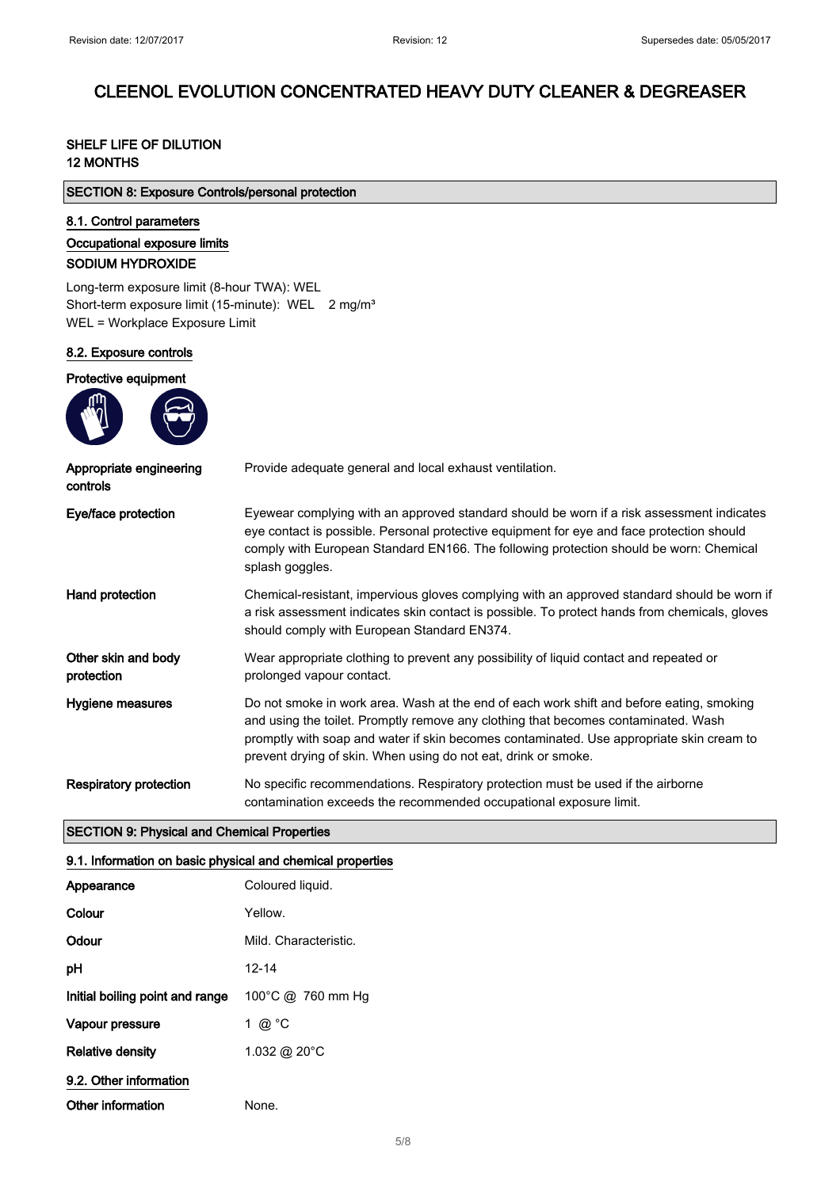# CLEENOL EVOLUTION CONCENTRATED HEAVY DUTY CLEANER & DEGREASER

**SHELF LIFE OF DILUTION**
**12 MONTHS**

## SECTION 8: Exposure Controls/personal protection

### 8.1. Control parameters

**Occupational exposure limits**

**SODIUM HYDROXIDE**

Long-term exposure limit (8-hour TWA): WEL
Short-term exposure limit (15-minute): WEL 2 mg/m³
WEL = Workplace Exposure Limit

### 8.2. Exposure controls

**Protective equipment**

| | |
|---|---|
| **Appropriate engineering controls** | Provide adequate general and local exhaust ventilation. |
| **Eye/face protection** | Eyewear complying with an approved standard should be worn if a risk assessment indicates eye contact is possible. Personal protective equipment for eye and face protection should comply with European Standard EN166. The following protection should be worn: Chemical splash goggles. |
| **Hand protection** | Chemical-resistant, impervious gloves complying with an approved standard should be worn if a risk assessment indicates skin contact is possible. To protect hands from chemicals, gloves should comply with European Standard EN374. |
| **Other skin and body protection** | Wear appropriate clothing to prevent any possibility of liquid contact and repeated or prolonged vapour contact. |
| **Hygiene measures** | Do not smoke in work area. Wash at the end of each work shift and before eating, smoking and using the toilet. Promptly remove any clothing that becomes contaminated. Wash promptly with soap and water if skin becomes contaminated. Use appropriate skin cream to prevent drying of skin. When using do not eat, drink or smoke. |
| **Respiratory protection** | No specific recommendations. Respiratory protection must be used if the airborne contamination exceeds the recommended occupational exposure limit. |

## SECTION 9: Physical and Chemical Properties

### 9.1. Information on basic physical and chemical properties

| | |
|---|---|
| **Appearance** | Coloured liquid. |
| **Colour** | Yellow. |
| **Odour** | Mild. Characteristic. |
| **pH** | 12-14 |
| **Initial boiling point and range** | 100°C @ 760 mm Hg |
| **Vapour pressure** | 1 @ °C |
| **Relative density** | 1.032 @ 20°C |

### 9.2. Other information

| | |
|---|---|
| **Other information** | None. |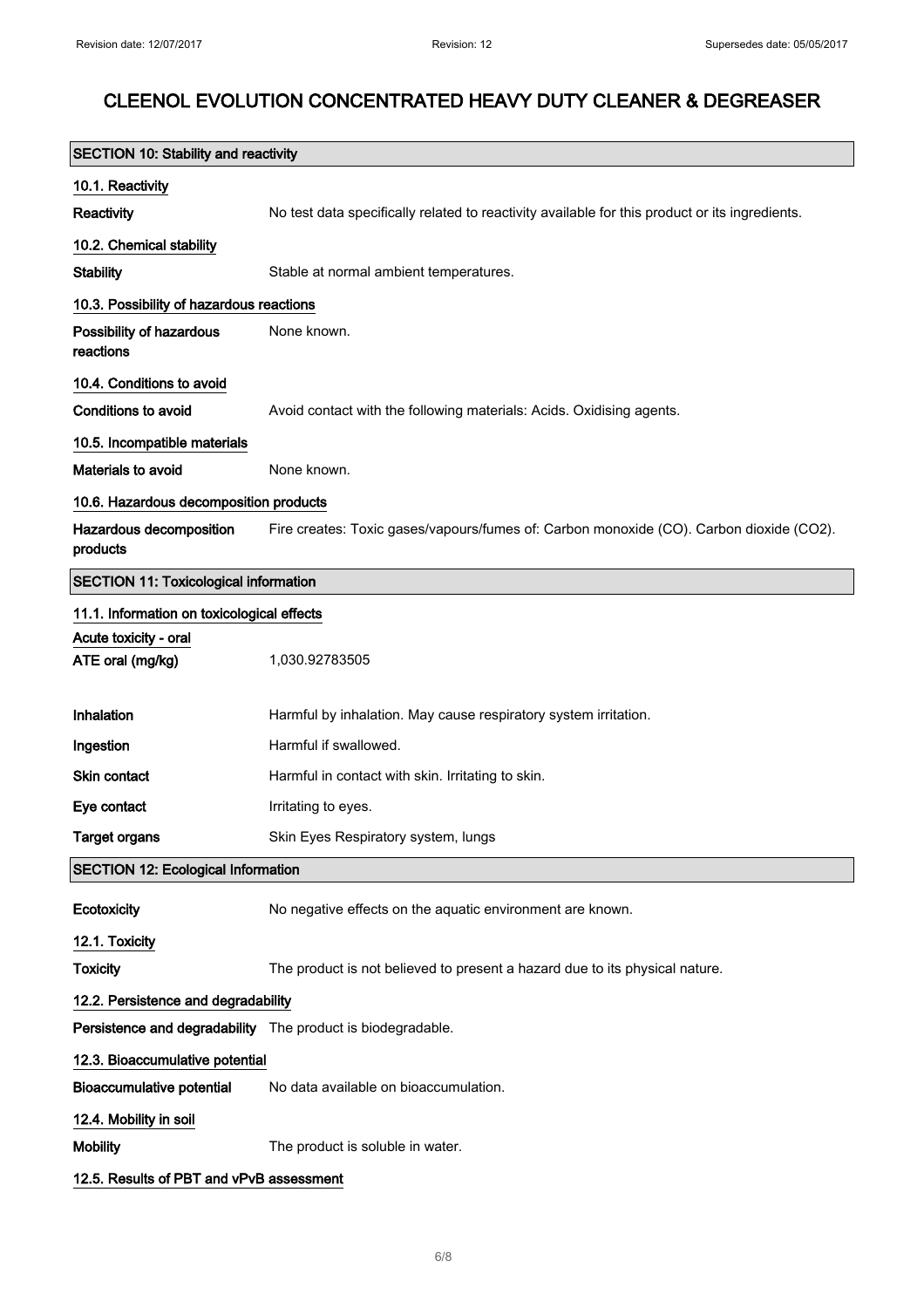# CLEENOL EVOLUTION CONCENTRATED HEAVY DUTY CLEANER & DEGREASER

## SECTION 10: Stability and reactivity

### 10.1. Reactivity

**Reactivity** No test data specifically related to reactivity available for this product or its ingredients.

### 10.2. Chemical stability

**Stability** Stable at normal ambient temperatures.

### 10.3. Possibility of hazardous reactions

**Possibility of hazardous reactions** None known.

### 10.4. Conditions to avoid

**Conditions to avoid** Avoid contact with the following materials: Acids. Oxidising agents.

### 10.5. Incompatible materials

**Materials to avoid** None known.

### 10.6. Hazardous decomposition products

**Hazardous decomposition products** Fire creates: Toxic gases/vapours/fumes of: Carbon monoxide (CO). Carbon dioxide ($CO_2$).

## SECTION 11: Toxicological information

### 11.1. Information on toxicological effects

**Acute toxicity - oral**

**ATE oral (mg/kg)** 1,030.92783505

**Inhalation** Harmful by inhalation. May cause respiratory system irritation.

**Ingestion** Harmful if swallowed.

**Skin contact** Harmful in contact with skin. Irritating to skin.

**Eye contact** Irritating to eyes.

**Target organs** Skin Eyes Respiratory system, lungs

## SECTION 12: Ecological Information

**Ecotoxicity** No negative effects on the aquatic environment are known.

### 12.1. Toxicity

**Toxicity** The product is not believed to present a hazard due to its physical nature.

### 12.2. Persistence and degradability

**Persistence and degradability** The product is biodegradable.

### 12.3. Bioaccumulative potential

**Bioaccumulative potential** No data available on bioaccumulation.

### 12.4. Mobility in soil

**Mobility** The product is soluble in water.

### 12.5. Results of PBT and vPvB assessment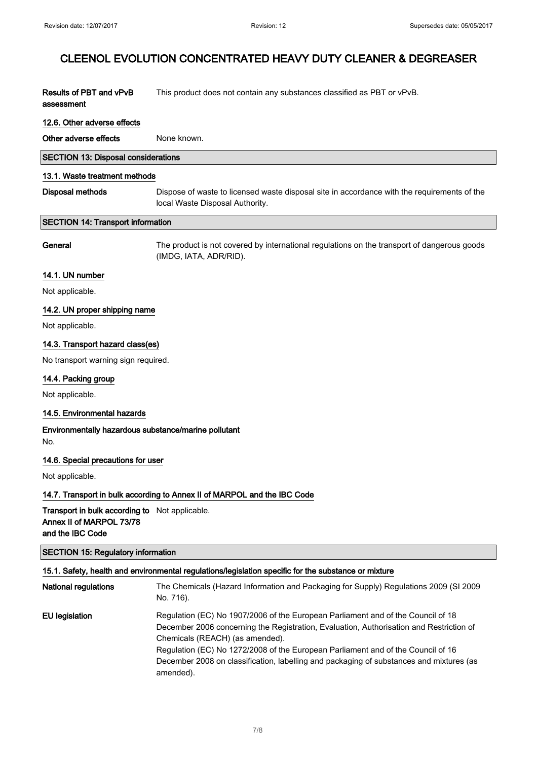| | |
|---|---|
| **Results of PBT and vPvB assessment** | This product does not contain any substances classified as PBT or vPvB. |

### 12.6. Other adverse effects

| | |
|---|---|
| **Other adverse effects** | None known. |

## SECTION 13: Disposal considerations

### 13.1. Waste treatment methods

| | |
|---|---|
| **Disposal methods** | Dispose of waste to licensed waste disposal site in accordance with the requirements of the local Waste Disposal Authority. |

## SECTION 14: Transport information

| | |
|---|---|
| **General** | The product is not covered by international regulations on the transport of dangerous goods (IMDG, IATA, ADR/RID). |

### 14.1. UN number

Not applicable.

### 14.2. UN proper shipping name

Not applicable.

### 14.3. Transport hazard class(es)

No transport warning sign required.

### 14.4. Packing group

Not applicable.

### 14.5. Environmental hazards

**Environmentally hazardous substance/marine pollutant**

No.

### 14.6. Special precautions for user

Not applicable.

### 14.7. Transport in bulk according to Annex II of MARPOL and the IBC Code

| | |
|---|---|
| **Transport in bulk according to Annex II of MARPOL 73/78 and the IBC Code** | Not applicable. |

## SECTION 15: Regulatory information

### 15.1. Safety, health and environmental regulations/legislation specific for the substance or mixture

| | |
|---|---|
| **National regulations** | The Chemicals (Hazard Information and Packaging for Supply) Regulations 2009 (SI 2009 No. 716). |
| **EU legislation** | Regulation (EC) No 1907/2006 of the European Parliament and of the Council of 18 December 2006 concerning the Registration, Evaluation, Authorisation and Restriction of Chemicals (REACH) (as amended). Regulation (EC) No 1272/2008 of the European Parliament and of the Council of 16 December 2008 on classification, labelling and packaging of substances and mixtures (as amended). |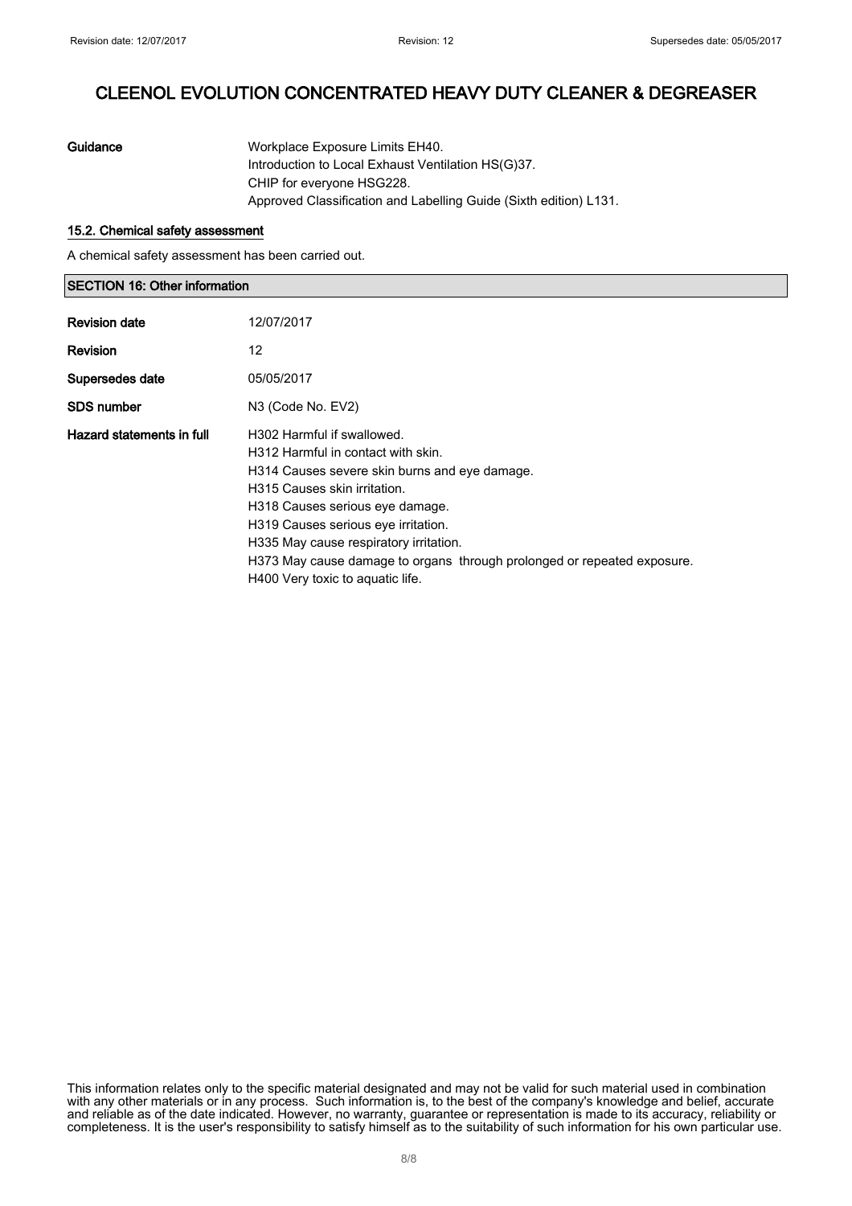| | |
|---|---|
| **Guidance** | Workplace Exposure Limits EH40.<br>Introduction to Local Exhaust Ventilation HS(G)37.<br>CHIP for everyone HSG228.<br>Approved Classification and Labelling Guide (Sixth edition) L131. |

### 15.2. Chemical safety assessment

A chemical safety assessment has been carried out.

## SECTION 16: Other information

| | |
|---|---|
| **Revision date** | 12/07/2017 |
| **Revision** | 12 |
| **Supersedes date** | 05/05/2017 |
| **SDS number** | N3 (Code No. EV2) |
| **Hazard statements in full** | H302 Harmful if swallowed.<br>H312 Harmful in contact with skin.<br>H314 Causes severe skin burns and eye damage.<br>H315 Causes skin irritation.<br>H318 Causes serious eye damage.<br>H319 Causes serious eye irritation.<br>H335 May cause respiratory irritation.<br>H373 May cause damage to organs through prolonged or repeated exposure.<br>H400 Very toxic to aquatic life. |

This information relates only to the specific material designated and may not be valid for such material used in combination with any other materials or in any process. Such information is, to the best of the company's knowledge and belief, accurate and reliable as of the date indicated. However, no warranty, guarantee or representation is made to its accuracy, reliability or completeness. It is the user's responsibility to satisfy himself as to the suitability of such information for his own particular use.